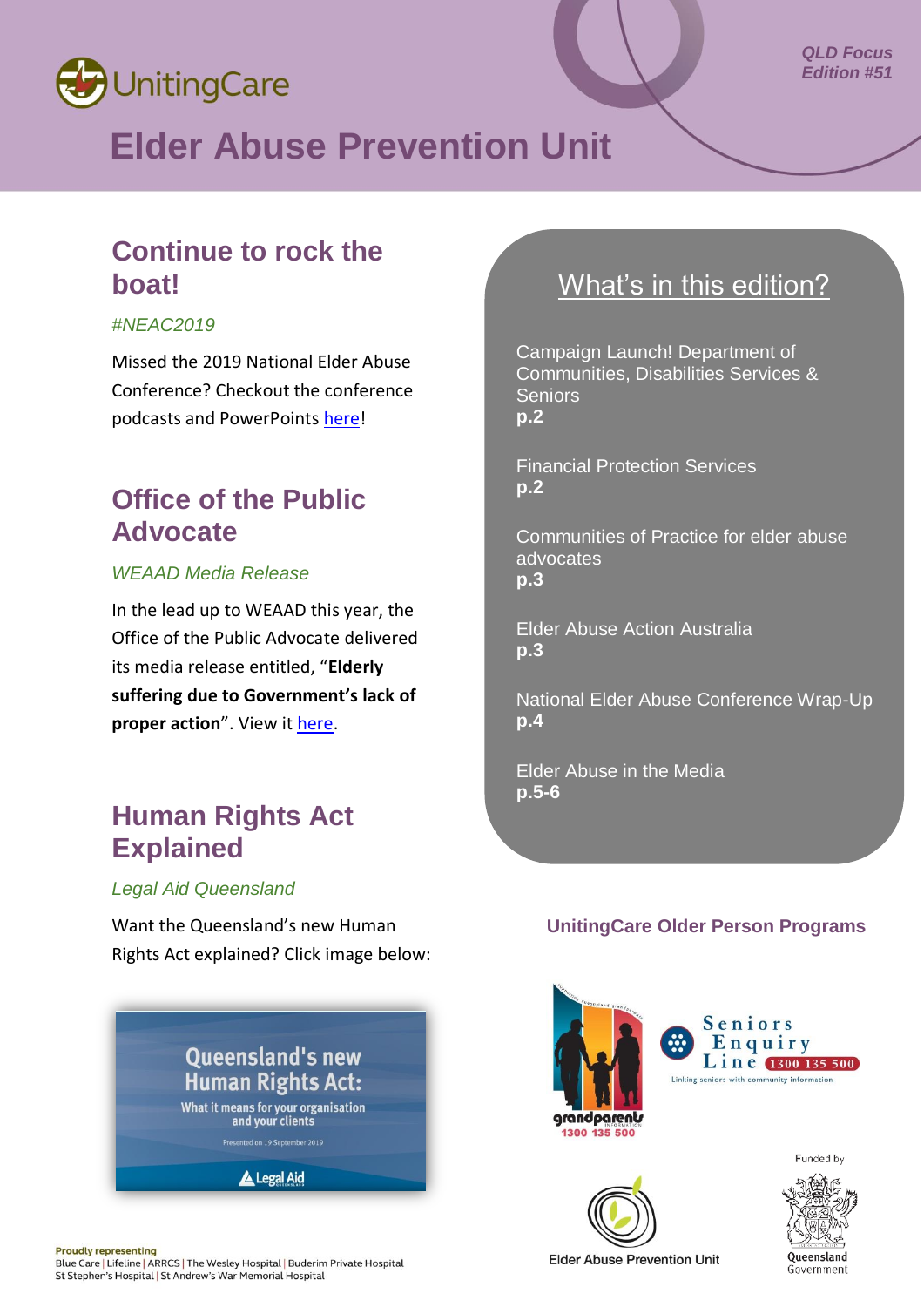UnitingCare

QLD Focus
Edition #51

# Elder Abuse Prevention Unit

## Continue to rock the boat!

*#NEAC2019*

Missed the 2019 National Elder Abuse Conference? Checkout the conference podcasts and PowerPoints here!

## Office of the Public Advocate

*WEAAD Media Release*

In the lead up to WEAAD this year, the Office of the Public Advocate delivered its media release entitled, "**Elderly suffering due to Government's lack of proper action**". View it here.

## Human Rights Act Explained

*Legal Aid Queensland*

Want the Queensland's new Human Rights Act explained? Click image below:

Queensland's new Human Rights Act: What it means for your organisation and your clients
Presented on 19 September 2019
Legal Aid

## What's in this edition?

Campaign Launch! Department of Communities, Disabilities Services & Seniors
**p.2**

Financial Protection Services
**p.2**

Communities of Practice for elder abuse advocates
**p.3**

Elder Abuse Action Australia
**p.3**

National Elder Abuse Conference Wrap-Up
**p.4**

Elder Abuse in the Media
**p.5-6**

### UnitingCare Older Person Programs

grandparents information 1300 135 500

Seniors Enquiry Line 1300 135 500 — Linking seniors with community information

Elder Abuse Prevention Unit

Funded by Queensland Government

**Proudly representing**
Blue Care | Lifeline | ARRCS | The Wesley Hospital | Buderim Private Hospital
St Stephen's Hospital | St Andrew's War Memorial Hospital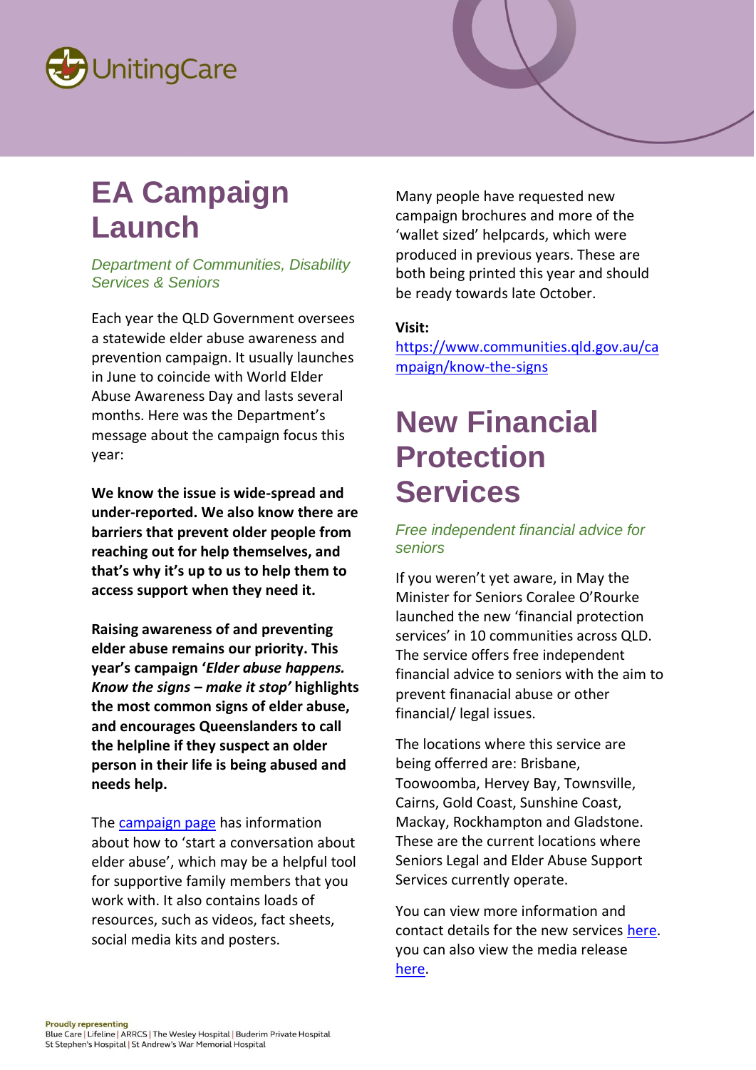# EA Campaign Launch

*Department of Communities, Disability Services & Seniors*

Each year the QLD Government oversees a statewide elder abuse awareness and prevention campaign. It usually launches in June to coincide with World Elder Abuse Awareness Day and lasts several months. Here was the Department's message about the campaign focus this year:

**We know the issue is wide-spread and under-reported. We also know there are barriers that prevent older people from reaching out for help themselves, and that's why it's up to us to help them to access support when they need it.**

**Raising awareness of and preventing elder abuse remains our priority. This year's campaign '*Elder abuse happens. Know the signs – make it stop'* highlights the most common signs of elder abuse, and encourages Queenslanders to call the helpline if they suspect an older person in their life is being abused and needs help.**

The campaign page has information about how to 'start a conversation about elder abuse', which may be a helpful tool for supportive family members that you work with. It also contains loads of resources, such as videos, fact sheets, social media kits and posters.

Many people have requested new campaign brochures and more of the 'wallet sized' helpcards, which were produced in previous years. These are both being printed this year and should be ready towards late October.

**Visit:**
https://www.communities.qld.gov.au/campaign/know-the-signs

# New Financial Protection Services

*Free independent financial advice for seniors*

If you weren't yet aware, in May the Minister for Seniors Coralee O'Rourke launched the new 'financial protection services' in 10 communities across QLD. The service offers free independent financial advice to seniors with the aim to prevent finanacial abuse or other financial/ legal issues.

The locations where this service are being offerred are: Brisbane, Toowoomba, Hervey Bay, Townsville, Cairns, Gold Coast, Sunshine Coast, Mackay, Rockhampton and Gladstone. These are the current locations where Seniors Legal and Elder Abuse Support Services currently operate.

You can view more information and contact details for the new services here. you can also view the media release here.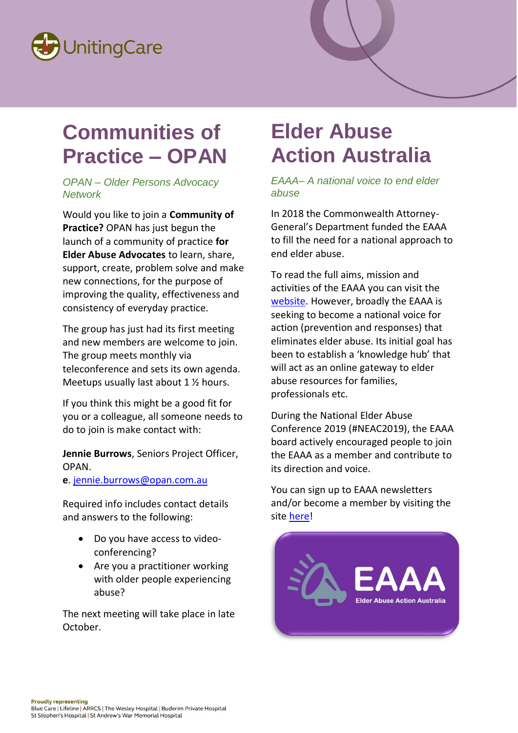# Communities of Practice – OPAN

*OPAN – Older Persons Advocacy Network*

Would you like to join a **Community of Practice?** OPAN has just begun the launch of a community of practice **for Elder Abuse Advocates** to learn, share, support, create, problem solve and make new connections, for the purpose of improving the quality, effectiveness and consistency of everyday practice.

The group has just had its first meeting and new members are welcome to join. The group meets monthly via teleconference and sets its own agenda. Meetups usually last about 1 ½ hours.

If you think this might be a good fit for you or a colleague, all someone needs to do to join is make contact with:

**Jennie Burrows**, Seniors Project Officer, OPAN.
**e**. jennie.burrows@opan.com.au

Required info includes contact details and answers to the following:

- Do you have access to video-conferencing?
- Are you a practitioner working with older people experiencing abuse?

The next meeting will take place in late October.

# Elder Abuse Action Australia

*EAAA– A national voice to end elder abuse*

In 2018 the Commonwealth Attorney-General's Department funded the EAAA to fill the need for a national approach to end elder abuse.

To read the full aims, mission and activities of the EAAA you can visit the website. However, broadly the EAAA is seeking to become a national voice for action (prevention and responses) that eliminates elder abuse. Its initial goal has been to establish a 'knowledge hub' that will act as an online gateway to elder abuse resources for families, professionals etc.

During the National Elder Abuse Conference 2019 (#NEAC2019), the EAAA board actively encouraged people to join the EAAA as a member and contribute to its direction and voice.

You can sign up to EAAA newsletters and/or become a member by visiting the site here!

EAAA
Elder Abuse Action Australia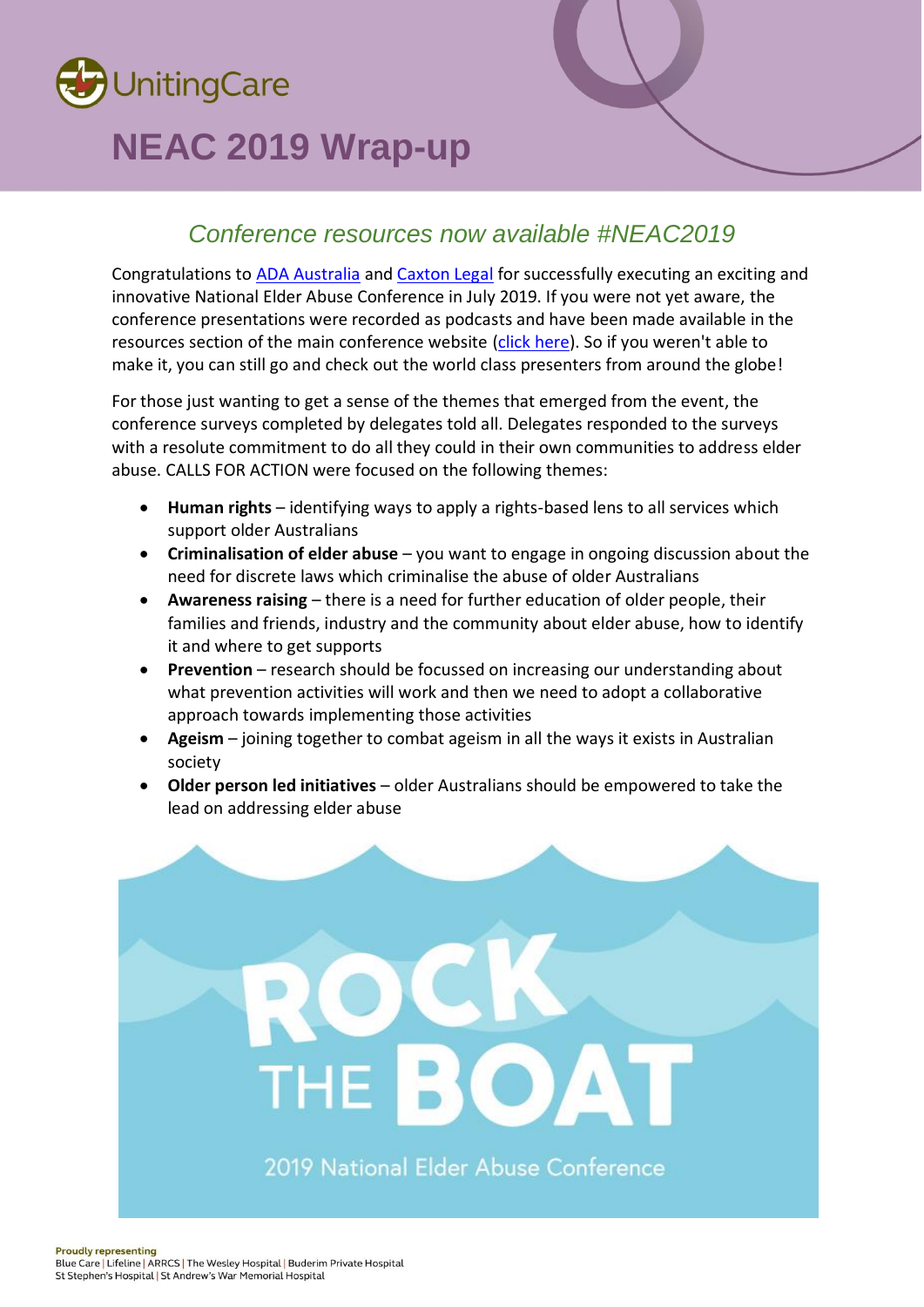# NEAC 2019 Wrap-up

## *Conference resources now available #NEAC2019*

Congratulations to ADA Australia and Caxton Legal for successfully executing an exciting and innovative National Elder Abuse Conference in July 2019. If you were not yet aware, the conference presentations were recorded as podcasts and have been made available in the resources section of the main conference website (click here). So if you weren't able to make it, you can still go and check out the world class presenters from around the globe!

For those just wanting to get a sense of the themes that emerged from the event, the conference surveys completed by delegates told all. Delegates responded to the surveys with a resolute commitment to do all they could in their own communities to address elder abuse. CALLS FOR ACTION were focused on the following themes:

- **Human rights** – identifying ways to apply a rights-based lens to all services which support older Australians
- **Criminalisation of elder abuse** – you want to engage in ongoing discussion about the need for discrete laws which criminalise the abuse of older Australians
- **Awareness raising** – there is a need for further education of older people, their families and friends, industry and the community about elder abuse, how to identify it and where to get supports
- **Prevention** – research should be focussed on increasing our understanding about what prevention activities will work and then we need to adopt a collaborative approach towards implementing those activities
- **Ageism** – joining together to combat ageism in all the ways it exists in Australian society
- **Older person led initiatives** – older Australians should be empowered to take the lead on addressing elder abuse

ROCK THE BOAT

2019 National Elder Abuse Conference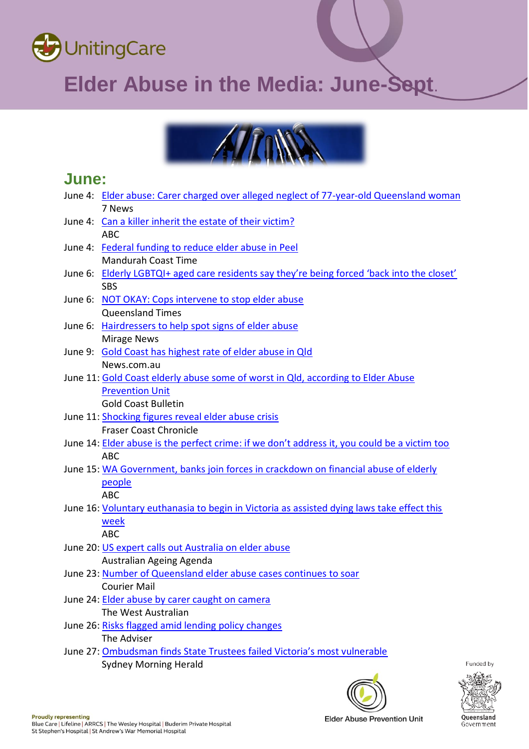# Elder Abuse in the Media: June-Sept.

## June:

June 4: Elder abuse: Carer charged over alleged neglect of 77-year-old Queensland woman
7 News

June 4: Can a killer inherit the estate of their victim?
ABC

June 4: Federal funding to reduce elder abuse in Peel
Mandurah Coast Time

June 6: Elderly LGBTQI+ aged care residents say they're being forced 'back into the closet'
SBS

June 6: NOT OKAY: Cops intervene to stop elder abuse
Queensland Times

June 6: Hairdressers to help spot signs of elder abuse
Mirage News

June 9: Gold Coast has highest rate of elder abuse in Qld
News.com.au

June 11: Gold Coast elderly abuse some of worst in Qld, according to Elder Abuse Prevention Unit
Gold Coast Bulletin

June 11: Shocking figures reveal elder abuse crisis
Fraser Coast Chronicle

June 14: Elder abuse is the perfect crime: if we don't address it, you could be a victim too
ABC

June 15: WA Government, banks join forces in crackdown on financial abuse of elderly people
ABC

June 16: Voluntary euthanasia to begin in Victoria as assisted dying laws take effect this week
ABC

June 20: US expert calls out Australia on elder abuse
Australian Ageing Agenda

June 23: Number of Queensland elder abuse cases continues to soar
Courier Mail

June 24: Elder abuse by carer caught on camera
The West Australian

June 26: Risks flagged amid lending policy changes
The Adviser

June 27: Ombudsman finds State Trustees failed Victoria's most vulnerable
Sydney Morning Herald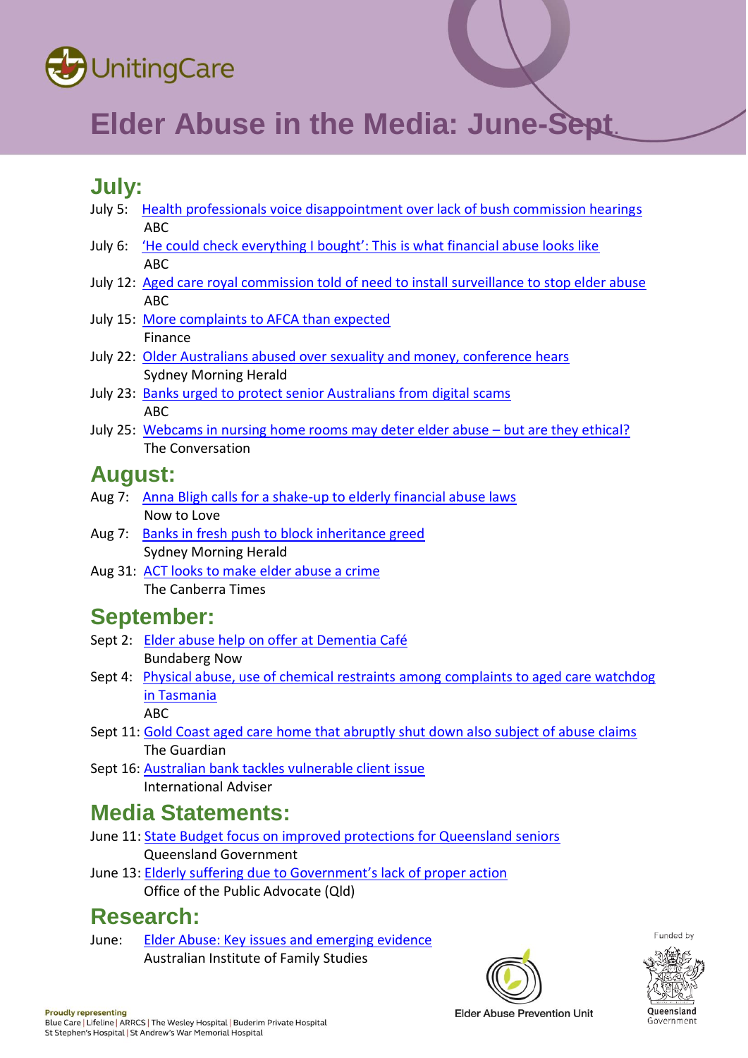UnitingCare

# Elder Abuse in the Media: June-Sept.

## July:

July 5: Health professionals voice disappointment over lack of bush commission hearings
ABC

July 6: 'He could check everything I bought': This is what financial abuse looks like
ABC

July 12: Aged care royal commission told of need to install surveillance to stop elder abuse
ABC

July 15: More complaints to AFCA than expected
Finance

July 22: Older Australians abused over sexuality and money, conference hears
Sydney Morning Herald

July 23: Banks urged to protect senior Australians from digital scams
ABC

July 25: Webcams in nursing home rooms may deter elder abuse – but are they ethical?
The Conversation

## August:

Aug 7: Anna Bligh calls for a shake-up to elderly financial abuse laws
Now to Love

Aug 7: Banks in fresh push to block inheritance greed
Sydney Morning Herald

Aug 31: ACT looks to make elder abuse a crime
The Canberra Times

## September:

Sept 2: Elder abuse help on offer at Dementia Café
Bundaberg Now

Sept 4: Physical abuse, use of chemical restraints among complaints to aged care watchdog in Tasmania
ABC

Sept 11: Gold Coast aged care home that abruptly shut down also subject of abuse claims
The Guardian

Sept 16: Australian bank tackles vulnerable client issue
International Adviser

## Media Statements:

June 11: State Budget focus on improved protections for Queensland seniors
Queensland Government

June 13: Elderly suffering due to Government's lack of proper action
Office of the Public Advocate (Qld)

## Research:

June: Elder Abuse: Key issues and emerging evidence
Australian Institute of Family Studies

Elder Abuse Prevention Unit

Funded by Queensland Government

**Proudly representing**
Blue Care | Lifeline | ARRCS | The Wesley Hospital | Buderim Private Hospital
St Stephen's Hospital | St Andrew's War Memorial Hospital